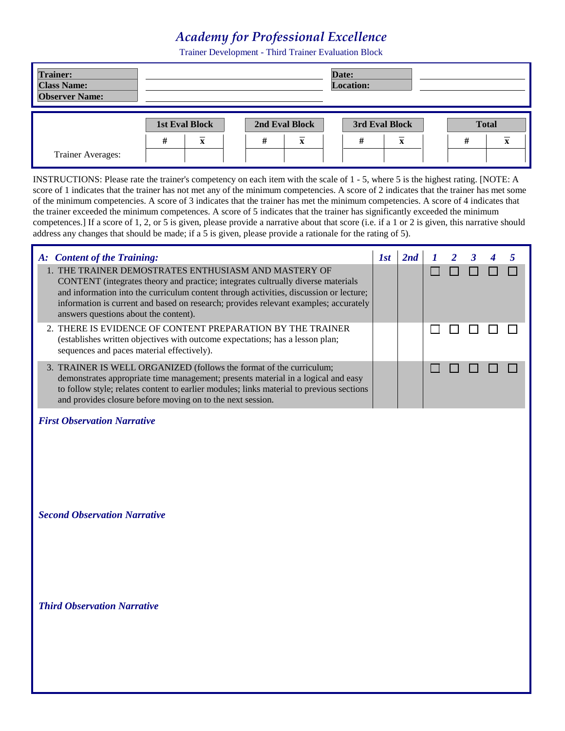# *Academy for Professional Excellence*

Trainer Development - Third Trainer Evaluation Block

| | | | |
|---|---|---|---|
| **Trainer:** | | **Date:** | |
| **Class Name:** | | **Location:** | |
| **Observer Name:** | | | |

| | 1st Eval Block | | 2nd Eval Block | | 3rd Eval Block | | Total | |
|---|---|---|---|---|---|---|---|---|
| | # | $\bar{x}$ | # | $\bar{x}$ | # | $\bar{x}$ | # | $\bar{x}$ |
| Trainer Averages: | | | | | | | | |

INSTRUCTIONS: Please rate the trainer's competency on each item with the scale of 1 - 5, where 5 is the highest rating. [NOTE: A score of 1 indicates that the trainer has not met any of the minimum competencies. A score of 2 indicates that the trainer has met some of the minimum competencies. A score of 3 indicates that the trainer has met the minimum competencies. A score of 4 indicates that the trainer exceeded the minimum competences. A score of 5 indicates that the trainer has significantly exceeded the minimum competences.] If a score of 1, 2, or 5 is given, please provide a narrative about that score (i.e. if a 1 or 2 is given, this narrative should address any changes that should be made; if a 5 is given, please provide a rationale for the rating of 5).

| ***A: Content of the Training:*** | ***1st*** | ***2nd*** | ***1*** | ***2*** | ***3*** | ***4*** | ***5*** |
|---|---|---|---|---|---|---|---|
| 1. THE TRAINER DEMOSTRATES ENTHUSIASM AND MASTERY OF CONTENT (integrates theory and practice; integrates cultrually diverse materials and information into the curriculum content through activities, discussion or lecture; information is current and based on research; provides relevant examples; accurately answers questions about the content). | | | ☐ | ☐ | ☐ | ☐ | ☐ |
| 2. THERE IS EVIDENCE OF CONTENT PREPARATION BY THE TRAINER (establishes written objectives with outcome expectations; has a lesson plan; sequences and paces material effectively). | | | ☐ | ☐ | ☐ | ☐ | ☐ |
| 3. TRAINER IS WELL ORGANIZED (follows the format of the curriculum; demonstrates appropriate time management; presents material in a logical and easy to follow style; relates content to earlier modules; links material to previous sections and provides closure before moving on to the next session. | | | ☐ | ☐ | ☐ | ☐ | ☐ |

***First Observation Narrative***

***Second Observation Narrative***

***Third Observation Narrative***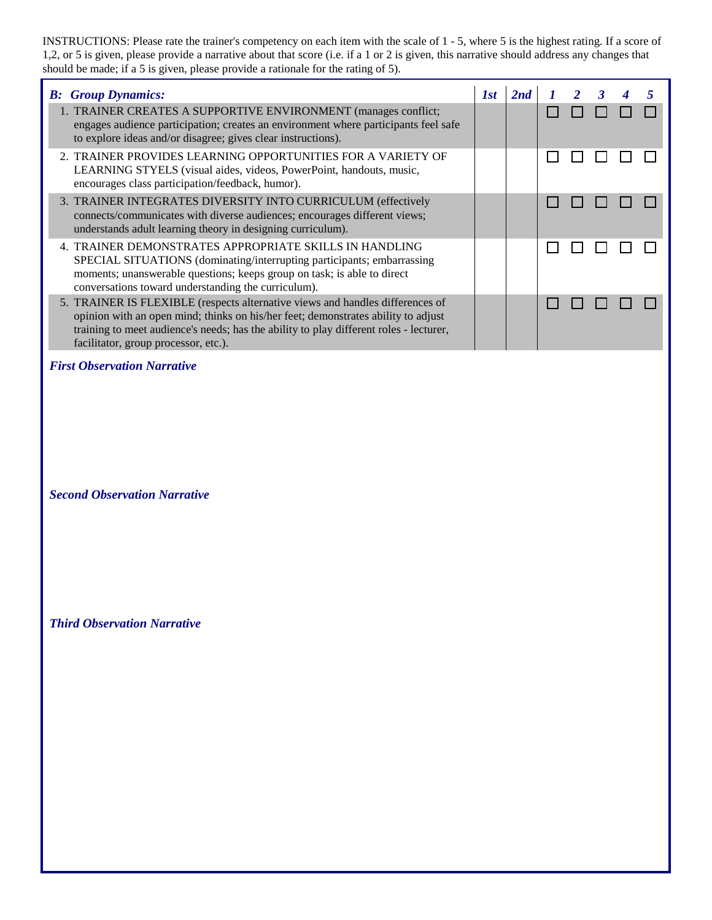INSTRUCTIONS: Please rate the trainer's competency on each item with the scale of 1 - 5, where 5 is the highest rating. If a score of 1,2, or 5 is given, please provide a narrative about that score (i.e. if a 1 or 2 is given, this narrative should address any changes that should be made; if a 5 is given, please provide a rationale for the rating of 5).

| ***B: Group Dynamics:*** | ***1st*** | ***2nd*** | ***1*** | ***2*** | ***3*** | ***4*** | ***5*** |
|---|---|---|---|---|---|---|---|
| 1. TRAINER CREATES A SUPPORTIVE ENVIRONMENT (manages conflict; engages audience participation; creates an environment where participants feel safe to explore ideas and/or disagree; gives clear instructions). | | | ☐ | ☐ | ☐ | ☐ | ☐ |
| 2. TRAINER PROVIDES LEARNING OPPORTUNITIES FOR A VARIETY OF LEARNING STYELS (visual aides, videos, PowerPoint, handouts, music, encourages class participation/feedback, humor). | | | ☐ | ☐ | ☐ | ☐ | ☐ |
| 3. TRAINER INTEGRATES DIVERSITY INTO CURRICULUM (effectively connects/communicates with diverse audiences; encourages different views; understands adult learning theory in designing curriculum). | | | ☐ | ☐ | ☐ | ☐ | ☐ |
| 4. TRAINER DEMONSTRATES APPROPRIATE SKILLS IN HANDLING SPECIAL SITUATIONS (dominating/interrupting participants; embarrassing moments; unanswerable questions; keeps group on task; is able to direct conversations toward understanding the curriculum). | | | ☐ | ☐ | ☐ | ☐ | ☐ |
| 5. TRAINER IS FLEXIBLE (respects alternative views and handles differences of opinion with an open mind; thinks on his/her feet; demonstrates ability to adjust training to meet audience's needs; has the ability to play different roles - lecturer, facilitator, group processor, etc.). | | | ☐ | ☐ | ☐ | ☐ | ☐ |

***First Observation Narrative***

***Second Observation Narrative***

***Third Observation Narrative***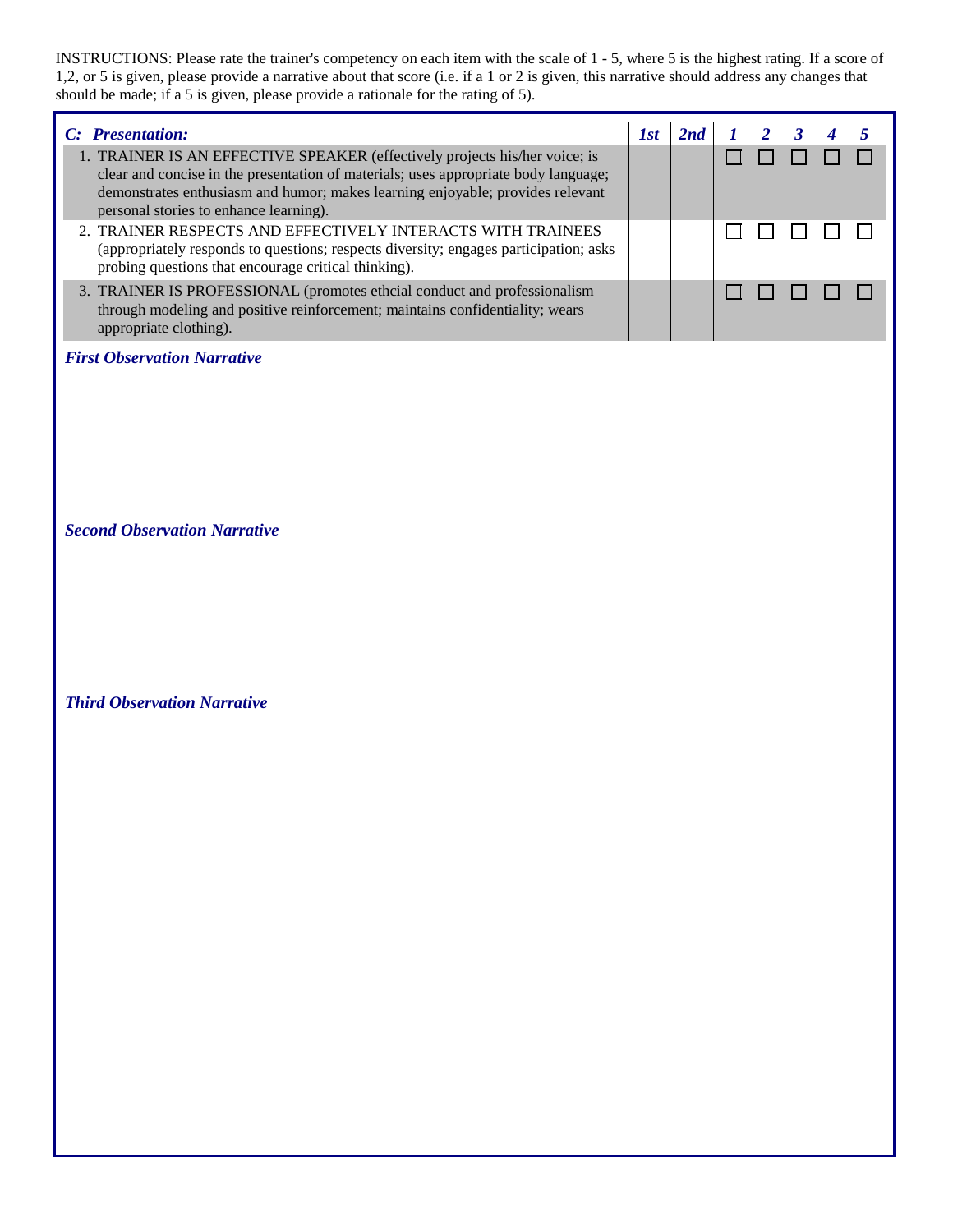INSTRUCTIONS: Please rate the trainer's competency on each item with the scale of 1 - 5, where 5 is the highest rating. If a score of 1,2, or 5 is given, please provide a narrative about that score (i.e. if a 1 or 2 is given, this narrative should address any changes that should be made; if a 5 is given, please provide a rationale for the rating of 5).

| ***C: Presentation:*** | ***1st*** | ***2nd*** | ***1*** | ***2*** | ***3*** | ***4*** | ***5*** |
|---|---|---|---|---|---|---|---|
| 1. TRAINER IS AN EFFECTIVE SPEAKER (effectively projects his/her voice; is clear and concise in the presentation of materials; uses appropriate body language; demonstrates enthusiasm and humor; makes learning enjoyable; provides relevant personal stories to enhance learning). | | | ☐ | ☐ | ☐ | ☐ | ☐ |
| 2. TRAINER RESPECTS AND EFFECTIVELY INTERACTS WITH TRAINEES (appropriately responds to questions; respects diversity; engages participation; asks probing questions that encourage critical thinking). | | | ☐ | ☐ | ☐ | ☐ | ☐ |
| 3. TRAINER IS PROFESSIONAL (promotes ethcial conduct and professionalism through modeling and positive reinforcement; maintains confidentiality; wears appropriate clothing). | | | ☐ | ☐ | ☐ | ☐ | ☐ |

***First Observation Narrative***

***Second Observation Narrative***

***Third Observation Narrative***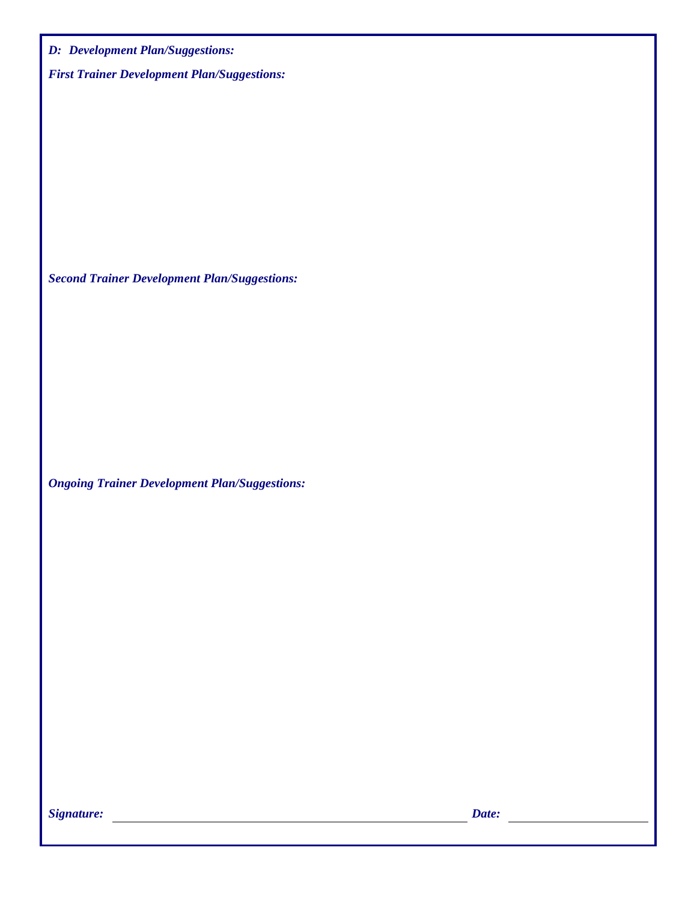***D: Development Plan/Suggestions:***

***First Trainer Development Plan/Suggestions:***

***Second Trainer Development Plan/Suggestions:***

***Ongoing Trainer Development Plan/Suggestions:***

***Signature:*** ______________________________ ***Date:*** ______________